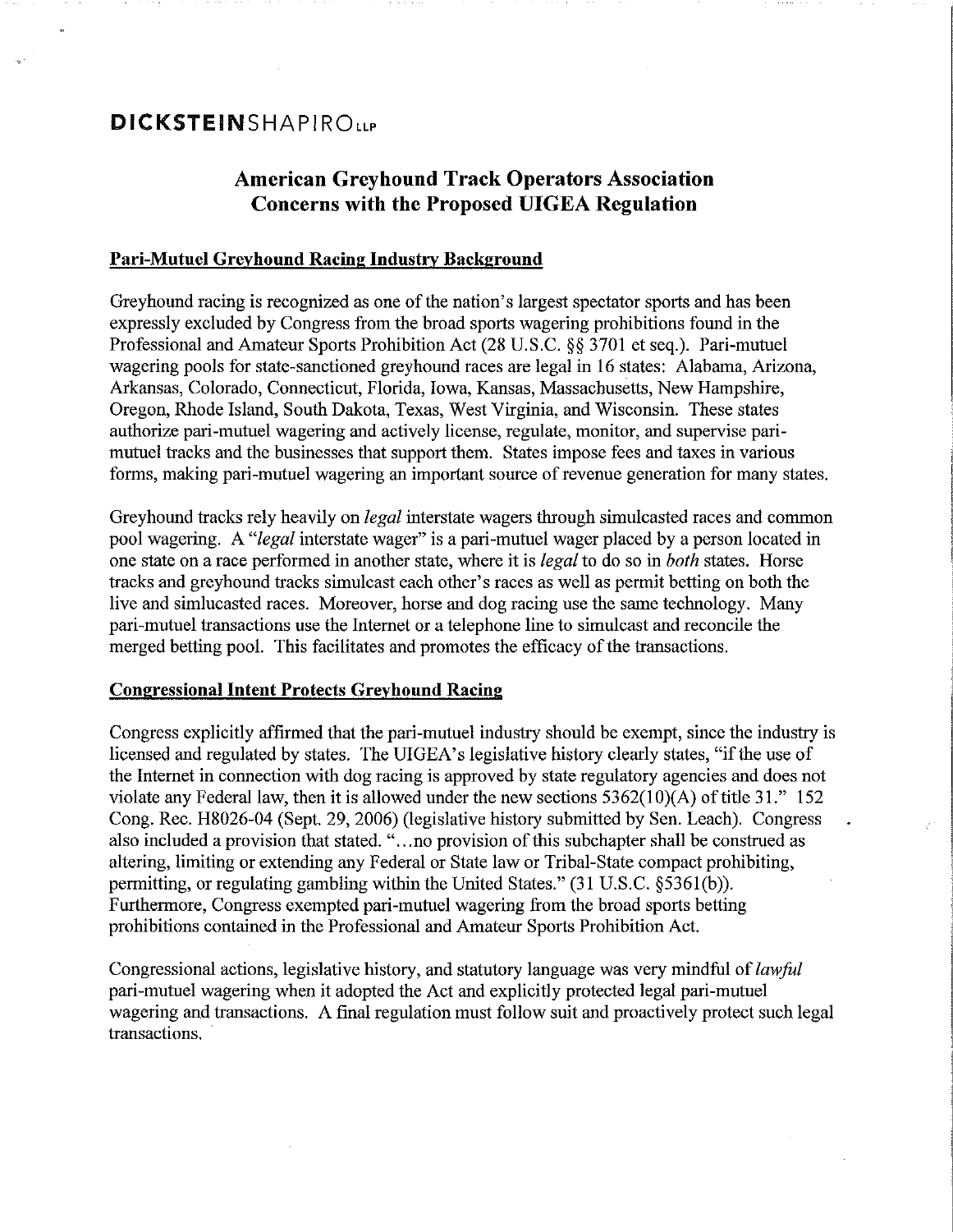**DICKSTEINSHAPIRO LLP**

# American Greyhound Track Operators Association Concerns with the Proposed UIGEA Regulation

## Pari-Mutuel Greyhound Racing Industry Background

Greyhound racing is recognized as one of the nation's largest spectator sports and has been expressly excluded by Congress from the broad sports wagering prohibitions found in the Professional and Amateur Sports Prohibition Act (28 U.S.C. §§ 3701 et seq.). Pari-mutuel wagering pools for state-sanctioned greyhound races are legal in 16 states: Alabama, Arizona, Arkansas, Colorado, Connecticut, Florida, Iowa, Kansas, Massachusetts, New Hampshire, Oregon, Rhode Island, South Dakota, Texas, West Virginia, and Wisconsin. These states authorize pari-mutuel wagering and actively license, regulate, monitor, and supervise pari-mutuel tracks and the businesses that support them. States impose fees and taxes in various forms, making pari-mutuel wagering an important source of revenue generation for many states.

Greyhound tracks rely heavily on *legal* interstate wagers through simulcasted races and common pool wagering. A "*legal* interstate wager" is a pari-mutuel wager placed by a person located in one state on a race performed in another state, where it is *legal* to do so in *both* states. Horse tracks and greyhound tracks simulcast each other's races as well as permit betting on both the live and simlucasted races. Moreover, horse and dog racing use the same technology. Many pari-mutuel transactions use the Internet or a telephone line to simulcast and reconcile the merged betting pool. This facilitates and promotes the efficacy of the transactions.

## Congressional Intent Protects Greyhound Racing

Congress explicitly affirmed that the pari-mutuel industry should be exempt, since the industry is licensed and regulated by states. The UIGEA's legislative history clearly states, "if the use of the Internet in connection with dog racing is approved by state regulatory agencies and does not violate any Federal law, then it is allowed under the new sections 5362(10)(A) of title 31." 152 Cong. Rec. H8026-04 (Sept. 29, 2006) (legislative history submitted by Sen. Leach). Congress also included a provision that stated. "…no provision of this subchapter shall be construed as altering, limiting or extending any Federal or State law or Tribal-State compact prohibiting, permitting, or regulating gambling within the United States." (31 U.S.C. §5361(b)). Furthermore, Congress exempted pari-mutuel wagering from the broad sports betting prohibitions contained in the Professional and Amateur Sports Prohibition Act.

Congressional actions, legislative history, and statutory language was very mindful of *lawful* pari-mutuel wagering when it adopted the Act and explicitly protected legal pari-mutuel wagering and transactions. A final regulation must follow suit and proactively protect such legal transactions.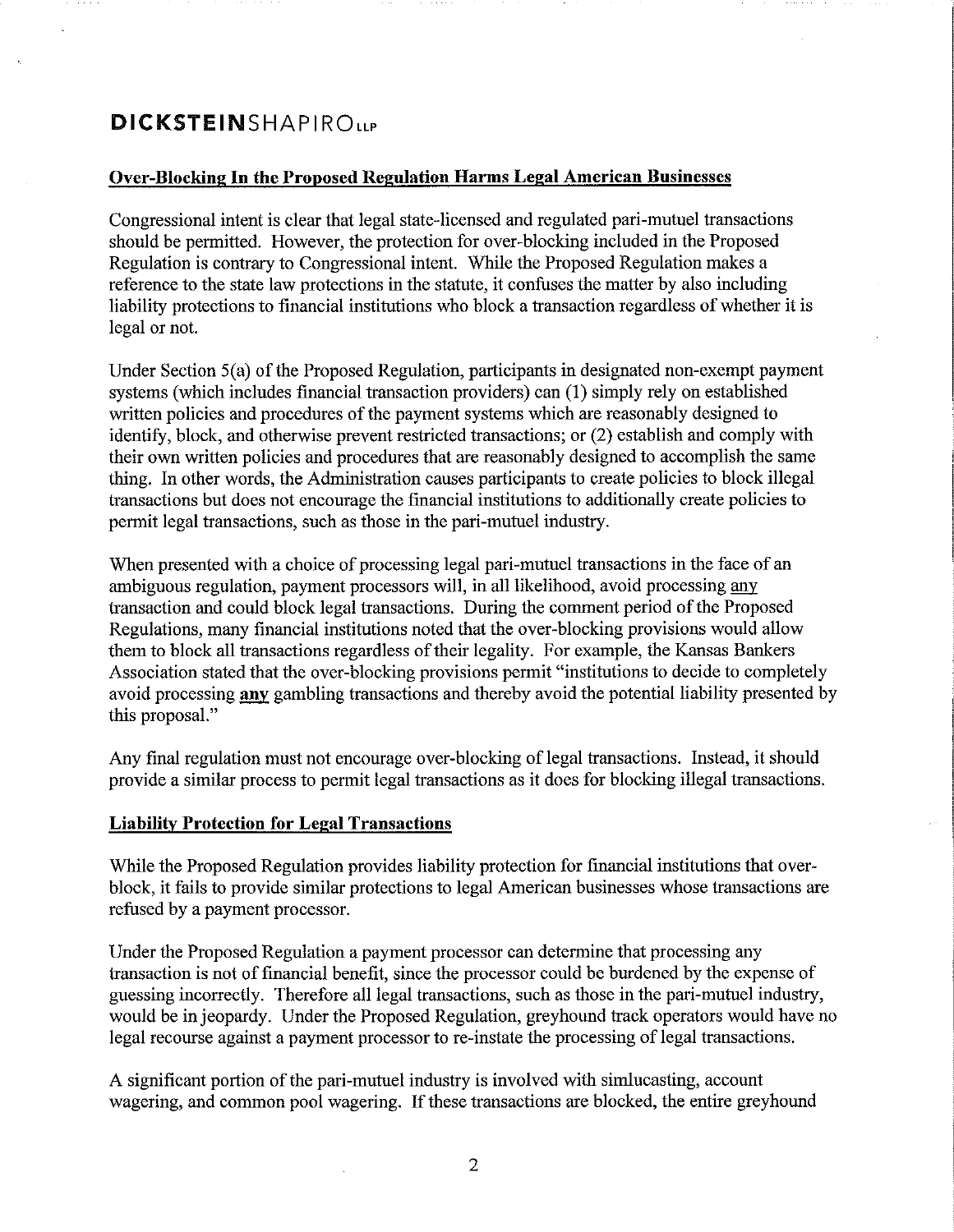## Over-Blocking In the Proposed Regulation Harms Legal American Businesses

Congressional intent is clear that legal state-licensed and regulated pari-mutuel transactions should be permitted. However, the protection for over-blocking included in the Proposed Regulation is contrary to Congressional intent. While the Proposed Regulation makes a reference to the state law protections in the statute, it confuses the matter by also including liability protections to financial institutions who block a transaction regardless of whether it is legal or not.

Under Section 5(a) of the Proposed Regulation, participants in designated non-exempt payment systems (which includes financial transaction providers) can (1) simply rely on established written policies and procedures of the payment systems which are reasonably designed to identify, block, and otherwise prevent restricted transactions; or (2) establish and comply with their own written policies and procedures that are reasonably designed to accomplish the same thing. In other words, the Administration causes participants to create policies to block illegal transactions but does not encourage the financial institutions to additionally create policies to permit legal transactions, such as those in the pari-mutuel industry.

When presented with a choice of processing legal pari-mutuel transactions in the face of an ambiguous regulation, payment processors will, in all likelihood, avoid processing any transaction and could block legal transactions. During the comment period of the Proposed Regulations, many financial institutions noted that the over-blocking provisions would allow them to block all transactions regardless of their legality. For example, the Kansas Bankers Association stated that the over-blocking provisions permit "institutions to decide to completely avoid processing **any** gambling transactions and thereby avoid the potential liability presented by this proposal."

Any final regulation must not encourage over-blocking of legal transactions. Instead, it should provide a similar process to permit legal transactions as it does for blocking illegal transactions.

## Liability Protection for Legal Transactions

While the Proposed Regulation provides liability protection for financial institutions that over-block, it fails to provide similar protections to legal American businesses whose transactions are refused by a payment processor.

Under the Proposed Regulation a payment processor can determine that processing any transaction is not of financial benefit, since the processor could be burdened by the expense of guessing incorrectly. Therefore all legal transactions, such as those in the pari-mutuel industry, would be in jeopardy. Under the Proposed Regulation, greyhound track operators would have no legal recourse against a payment processor to re-instate the processing of legal transactions.

A significant portion of the pari-mutuel industry is involved with simlucasting, account wagering, and common pool wagering. If these transactions are blocked, the entire greyhound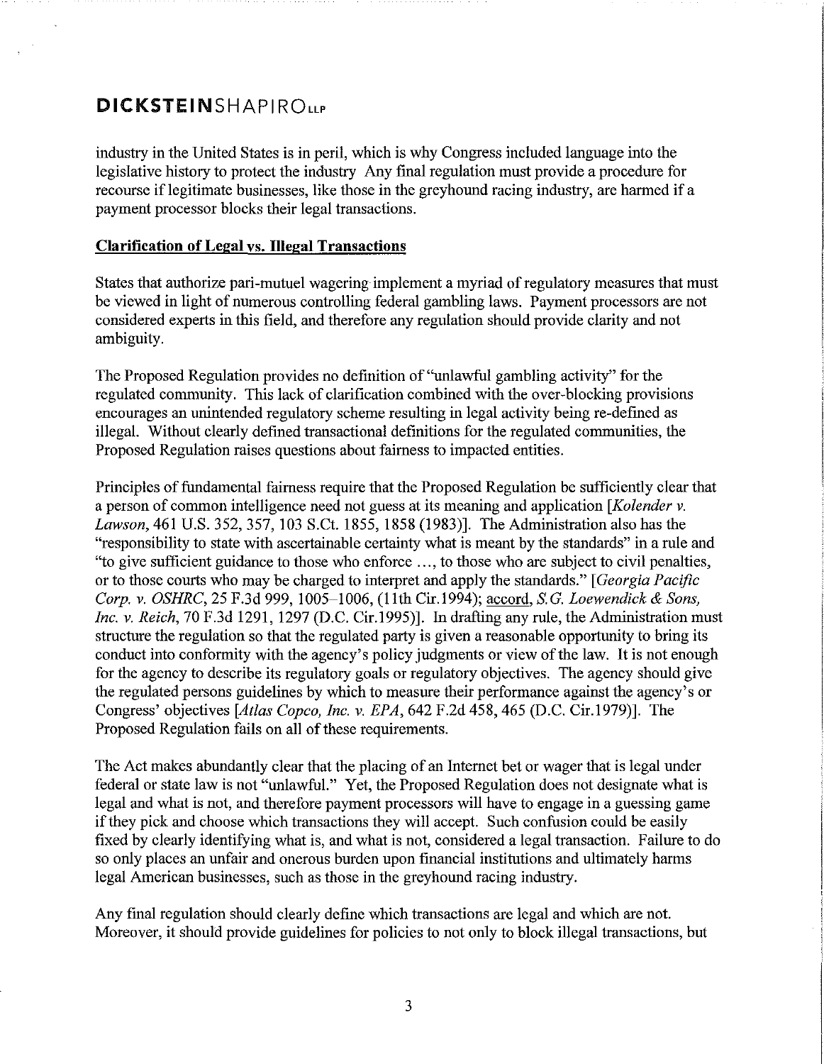industry in the United States is in peril, which is why Congress included language into the legislative history to protect the industry Any final regulation must provide a procedure for recourse if legitimate businesses, like those in the greyhound racing industry, are harmed if a payment processor blocks their legal transactions.

**Clarification of Legal vs. Illegal Transactions**

States that authorize pari-mutuel wagering implement a myriad of regulatory measures that must be viewed in light of numerous controlling federal gambling laws. Payment processors are not considered experts in this field, and therefore any regulation should provide clarity and not ambiguity.

The Proposed Regulation provides no definition of "unlawful gambling activity" for the regulated community. This lack of clarification combined with the over-blocking provisions encourages an unintended regulatory scheme resulting in legal activity being re-defined as illegal. Without clearly defined transactional definitions for the regulated communities, the Proposed Regulation raises questions about fairness to impacted entities.

Principles of fundamental fairness require that the Proposed Regulation be sufficiently clear that a person of common intelligence need not guess at its meaning and application [*Kolender v. Lawson*, 461 U.S. 352, 357, 103 S.Ct. 1855, 1858 (1983)]. The Administration also has the "responsibility to state with ascertainable certainty what is meant by the standards" in a rule and "to give sufficient guidance to those who enforce ..., to those who are subject to civil penalties, or to those courts who may be charged to interpret and apply the standards." [*Georgia Pacific Corp. v. OSHRC*, 25 F.3d 999, 1005–1006, (11th Cir.1994); accord, *S.G. Loewendick & Sons, Inc. v. Reich*, 70 F.3d 1291, 1297 (D.C. Cir.1995)]. In drafting any rule, the Administration must structure the regulation so that the regulated party is given a reasonable opportunity to bring its conduct into conformity with the agency's policy judgments or view of the law. It is not enough for the agency to describe its regulatory goals or regulatory objectives. The agency should give the regulated persons guidelines by which to measure their performance against the agency's or Congress' objectives [*Atlas Copco, Inc. v. EPA*, 642 F.2d 458, 465 (D.C. Cir.1979)]. The Proposed Regulation fails on all of these requirements.

The Act makes abundantly clear that the placing of an Internet bet or wager that is legal under federal or state law is not "unlawful." Yet, the Proposed Regulation does not designate what is legal and what is not, and therefore payment processors will have to engage in a guessing game if they pick and choose which transactions they will accept. Such confusion could be easily fixed by clearly identifying what is, and what is not, considered a legal transaction. Failure to do so only places an unfair and onerous burden upon financial institutions and ultimately harms legal American businesses, such as those in the greyhound racing industry.

Any final regulation should clearly define which transactions are legal and which are not. Moreover, it should provide guidelines for policies to not only to block illegal transactions, but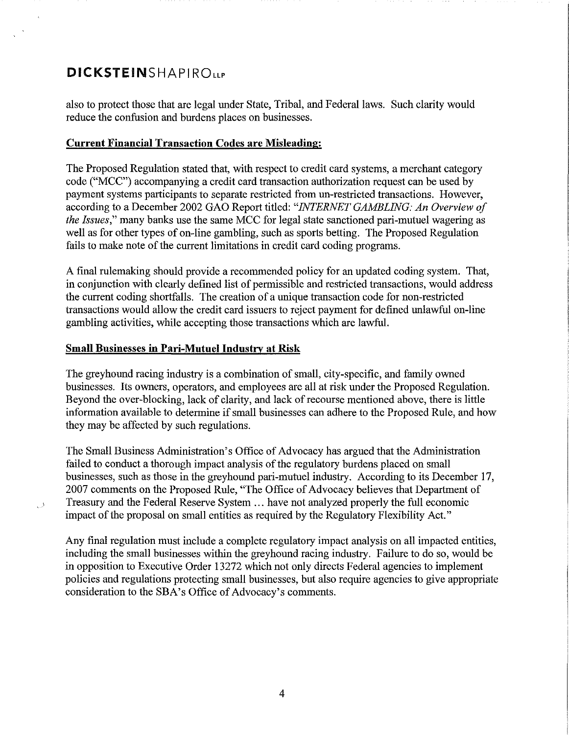also to protect those that are legal under State, Tribal, and Federal laws. Such clarity would reduce the confusion and burdens places on businesses.

**Current Financial Transaction Codes are Misleading:**

The Proposed Regulation stated that, with respect to credit card systems, a merchant category code ("MCC") accompanying a credit card transaction authorization request can be used by payment systems participants to separate restricted from un-restricted transactions. However, according to a December 2002 GAO Report titled: "*INTERNET GAMBLING: An Overview of the Issues*," many banks use the same MCC for legal state sanctioned pari-mutuel wagering as well as for other types of on-line gambling, such as sports betting. The Proposed Regulation fails to make note of the current limitations in credit card coding programs.

A final rulemaking should provide a recommended policy for an updated coding system. That, in conjunction with clearly defined list of permissible and restricted transactions, would address the current coding shortfalls. The creation of a unique transaction code for non-restricted transactions would allow the credit card issuers to reject payment for defined unlawful on-line gambling activities, while accepting those transactions which are lawful.

**Small Businesses in Pari-Mutuel Industry at Risk**

The greyhound racing industry is a combination of small, city-specific, and family owned businesses. Its owners, operators, and employees are all at risk under the Proposed Regulation. Beyond the over-blocking, lack of clarity, and lack of recourse mentioned above, there is little information available to determine if small businesses can adhere to the Proposed Rule, and how they may be affected by such regulations.

The Small Business Administration's Office of Advocacy has argued that the Administration failed to conduct a thorough impact analysis of the regulatory burdens placed on small businesses, such as those in the greyhound pari-mutuel industry. According to its December 17, 2007 comments on the Proposed Rule, "The Office of Advocacy believes that Department of Treasury and the Federal Reserve System ... have not analyzed properly the full economic impact of the proposal on small entities as required by the Regulatory Flexibility Act."

Any final regulation must include a complete regulatory impact analysis on all impacted entities, including the small businesses within the greyhound racing industry. Failure to do so, would be in opposition to Executive Order 13272 which not only directs Federal agencies to implement policies and regulations protecting small businesses, but also require agencies to give appropriate consideration to the SBA's Office of Advocacy's comments.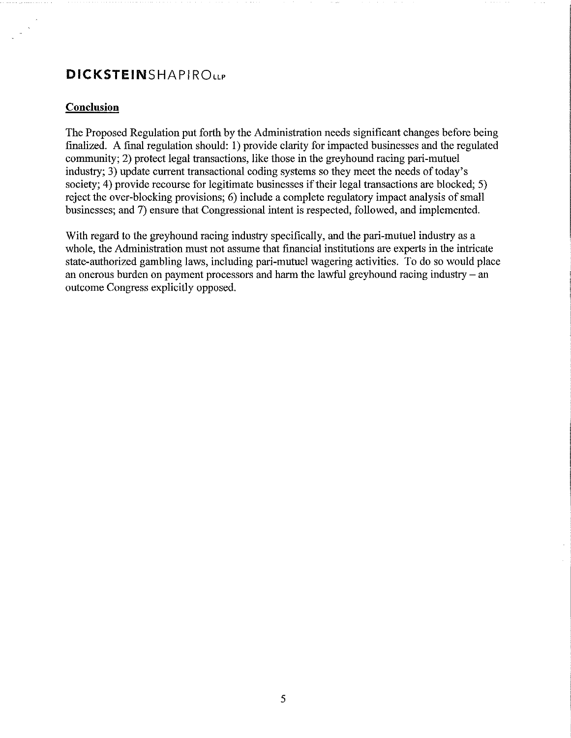**DICKSTEIN**SHAPIRO LLP

**Conclusion**

The Proposed Regulation put forth by the Administration needs significant changes before being finalized. A final regulation should: 1) provide clarity for impacted businesses and the regulated community; 2) protect legal transactions, like those in the greyhound racing pari-mutuel industry; 3) update current transactional coding systems so they meet the needs of today's society; 4) provide recourse for legitimate businesses if their legal transactions are blocked; 5) reject the over-blocking provisions; 6) include a complete regulatory impact analysis of small businesses; and 7) ensure that Congressional intent is respected, followed, and implemented.

With regard to the greyhound racing industry specifically, and the pari-mutuel industry as a whole, the Administration must not assume that financial institutions are experts in the intricate state-authorized gambling laws, including pari-mutuel wagering activities. To do so would place an onerous burden on payment processors and harm the lawful greyhound racing industry – an outcome Congress explicitly opposed.